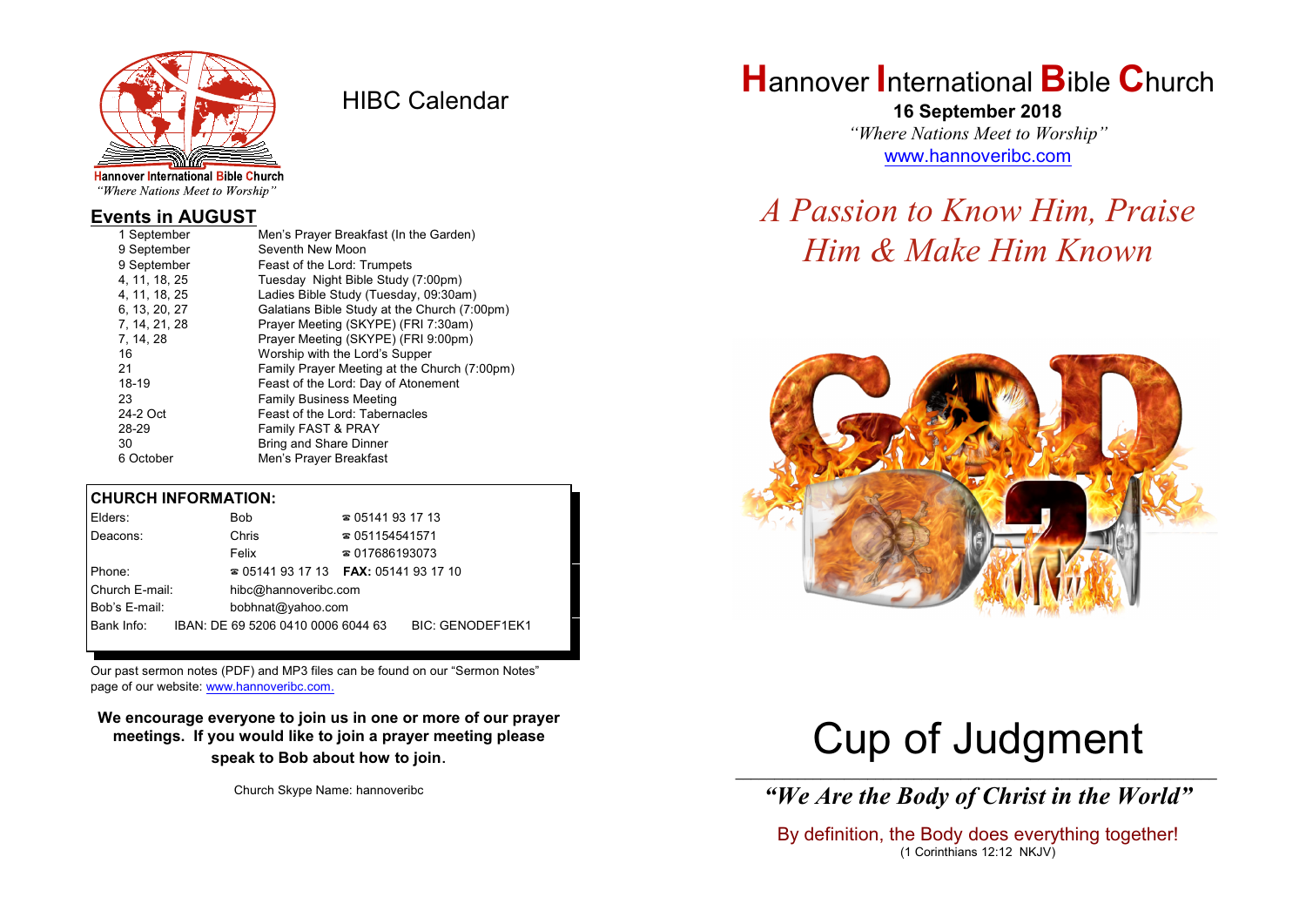Hannover International Bible Church
*"Where Nations Meet to Worship"*

# HIBC Calendar

## Events in AUGUST

| | |
|---|---|
| 1 September | Men's Prayer Breakfast (In the Garden) |
| 9 September | Seventh New Moon |
| 9 September | Feast of the Lord: Trumpets |
| 4, 11, 18, 25 | Tuesday Night Bible Study (7:00pm) |
| 4, 11, 18, 25 | Ladies Bible Study (Tuesday, 09:30am) |
| 6, 13, 20, 27 | Galatians Bible Study at the Church (7:00pm) |
| 7, 14, 21, 28 | Prayer Meeting (SKYPE) (FRI 7:30am) |
| 7, 14, 28 | Prayer Meeting (SKYPE) (FRI 9:00pm) |
| 16 | Worship with the Lord's Supper |
| 21 | Family Prayer Meeting at the Church (7:00pm) |
| 18-19 | Feast of the Lord: Day of Atonement |
| 23 | Family Business Meeting |
| 24-2 Oct | Feast of the Lord: Tabernacles |
| 28-29 | Family FAST & PRAY |
| 30 | Bring and Share Dinner |
| 6 October | Men's Prayer Breakfast |

## CHURCH INFORMATION:

| | | |
|---|---|---|
| Elders: | Bob | ☎ 05141 93 17 13 |
| Deacons: | Chris | ☎ 051154541571 |
| | Felix | ☎ 017686193073 |
| Phone: | ☎ 05141 93 17 13 | **FAX:** 05141 93 17 10 |
| Church E-mail: | hibc@hannoveribc.com | |
| Bob's E-mail: | bobhnat@yahoo.com | |
| Bank Info: | IBAN: DE 69 5206 0410 0006 6044 63 | BIC: GENODEF1EK1 |

Our past sermon notes (PDF) and MP3 files can be found on our "Sermon Notes" page of our website: www.hannoveribc.com.

**We encourage everyone to join us in one or more of our prayer meetings. If you would like to join a prayer meeting please speak to Bob about how to join.**

Church Skype Name: hannoveribc

# Hannover International Bible Church

**16 September 2018**

*"Where Nations Meet to Worship"*

www.hannoveribc.com

## *A Passion to Know Him, Praise Him & Make Him Known*

# Cup of Judgment

***"We Are the Body of Christ in the World"***

By definition, the Body does everything together!
(1 Corinthians 12:12 NKJV)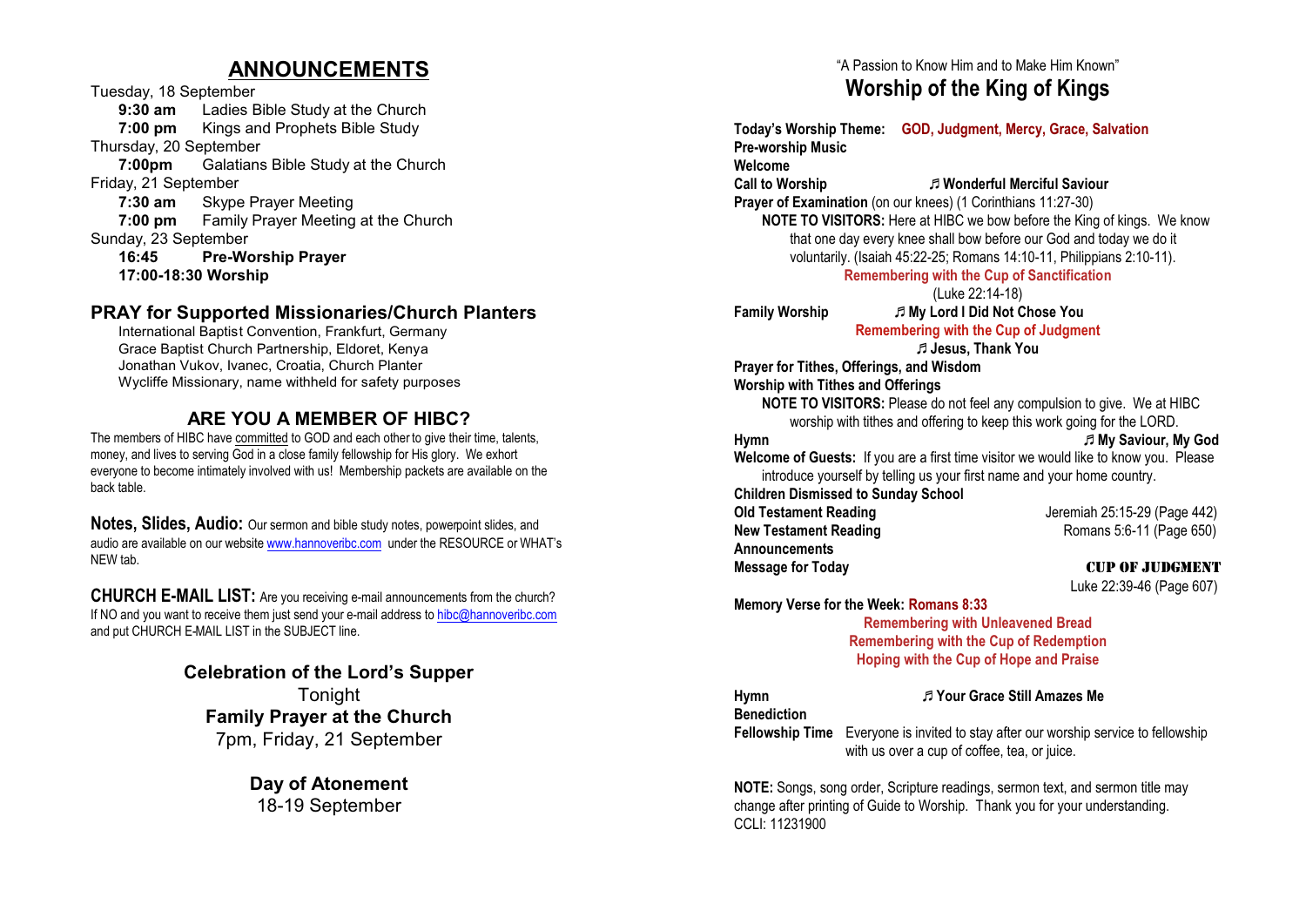## ANNOUNCEMENTS

Tuesday, 18 September

**9:30 am** Ladies Bible Study at the Church

**7:00 pm** Kings and Prophets Bible Study

Thursday, 20 September

**7:00pm** Galatians Bible Study at the Church

Friday, 21 September

**7:30 am** Skype Prayer Meeting

**7:00 pm** Family Prayer Meeting at the Church

Sunday, 23 September

**16:45 Pre-Worship Prayer**

**17:00-18:30 Worship**

### PRAY for Supported Missionaries/Church Planters

International Baptist Convention, Frankfurt, Germany
Grace Baptist Church Partnership, Eldoret, Kenya
Jonathan Vukov, Ivanec, Croatia, Church Planter
Wycliffe Missionary, name withheld for safety purposes

### ARE YOU A MEMBER OF HIBC?

The members of HIBC have committed to GOD and each other to give their time, talents, money, and lives to serving God in a close family fellowship for His glory. We exhort everyone to become intimately involved with us! Membership packets are available on the back table.

**Notes, Slides, Audio:** Our sermon and bible study notes, powerpoint slides, and audio are available on our website www.hannoveribc.com under the RESOURCE or WHAT's NEW tab.

**CHURCH E-MAIL LIST:** Are you receiving e-mail announcements from the church? If NO and you want to receive them just send your e-mail address to hibc@hannoveribc.com and put CHURCH E-MAIL LIST in the SUBJECT line.

**Celebration of the Lord's Supper**
Tonight

**Family Prayer at the Church**
7pm, Friday, 21 September

**Day of Atonement**
18-19 September

"A Passion to Know Him and to Make Him Known"

# Worship of the King of Kings

**Today's Worship Theme: GOD, Judgment, Mercy, Grace, Salvation**

**Pre-worship Music**

**Welcome**

**Call to Worship** ♬ **Wonderful Merciful Saviour**

**Prayer of Examination** (on our knees) (1 Corinthians 11:27-30)

**NOTE TO VISITORS:** Here at HIBC we bow before the King of kings. We know that one day every knee shall bow before our God and today we do it voluntarily. (Isaiah 45:22-25; Romans 14:10-11, Philippians 2:10-11).

**Remembering with the Cup of Sanctification**
(Luke 22:14-18)

**Family Worship** ♬ **My Lord I Did Not Chose You**

**Remembering with the Cup of Judgment**

♬ **Jesus, Thank You**

**Prayer for Tithes, Offerings, and Wisdom**

**Worship with Tithes and Offerings**

**NOTE TO VISITORS:** Please do not feel any compulsion to give. We at HIBC worship with tithes and offering to keep this work going for the LORD.

**Hymn** ♬ **My Saviour, My God**

**Welcome of Guests:** If you are a first time visitor we would like to know you. Please introduce yourself by telling us your first name and your home country.

**Children Dismissed to Sunday School**

**Old Testament Reading** Jeremiah 25:15-29 (Page 442)

**New Testament Reading** Romans 5:6-11 (Page 650)

**Announcements**

**Message for Today** **CUP OF JUDGMENT**
Luke 22:39-46 (Page 607)

**Memory Verse for the Week: Romans 8:33**

**Remembering with Unleavened Bread**
**Remembering with the Cup of Redemption**
**Hoping with the Cup of Hope and Praise**

**Hymn** ♬ **Your Grace Still Amazes Me**

**Benediction**

**Fellowship Time** Everyone is invited to stay after our worship service to fellowship with us over a cup of coffee, tea, or juice.

**NOTE:** Songs, song order, Scripture readings, sermon text, and sermon title may change after printing of Guide to Worship. Thank you for your understanding.
CCLI: 11231900